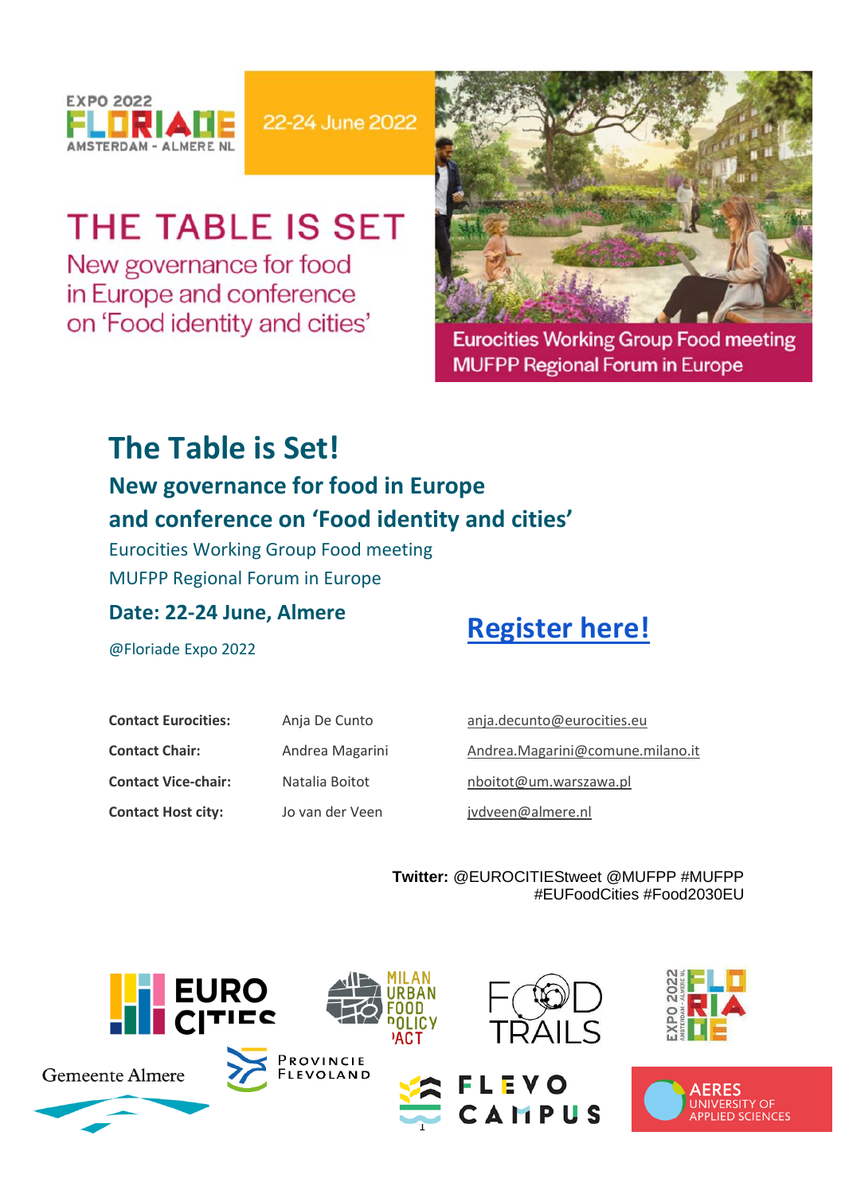EXPO 2022 FLORIADE AMSTERDAM - ALMERE NL

22-24 June 2022

THE TABLE IS SET

New governance for food in Europe and conference on 'Food identity and cities'

Eurocities Working Group Food meeting
MUFPP Regional Forum in Europe

# The Table is Set!

## New governance for food in Europe
## and conference on 'Food identity and cities'

Eurocities Working Group Food meeting

MUFPP Regional Forum in Europe

### Date: 22-24 June, Almere

@Floriade Expo 2022

## Register here!

| | | |
|---|---|---|
| **Contact Eurocities:** | Anja De Cunto | anja.decunto@eurocities.eu |
| **Contact Chair:** | Andrea Magarini | Andrea.Magarini@comune.milano.it |
| **Contact Vice-chair:** | Natalia Boitot | nboitot@um.warszawa.pl |
| **Contact Host city:** | Jo van der Veen | jvdveen@almere.nl |

**Twitter:** @EUROCITIEStweet @MUFPP #MUFPP #EUFoodCities #Food2030EU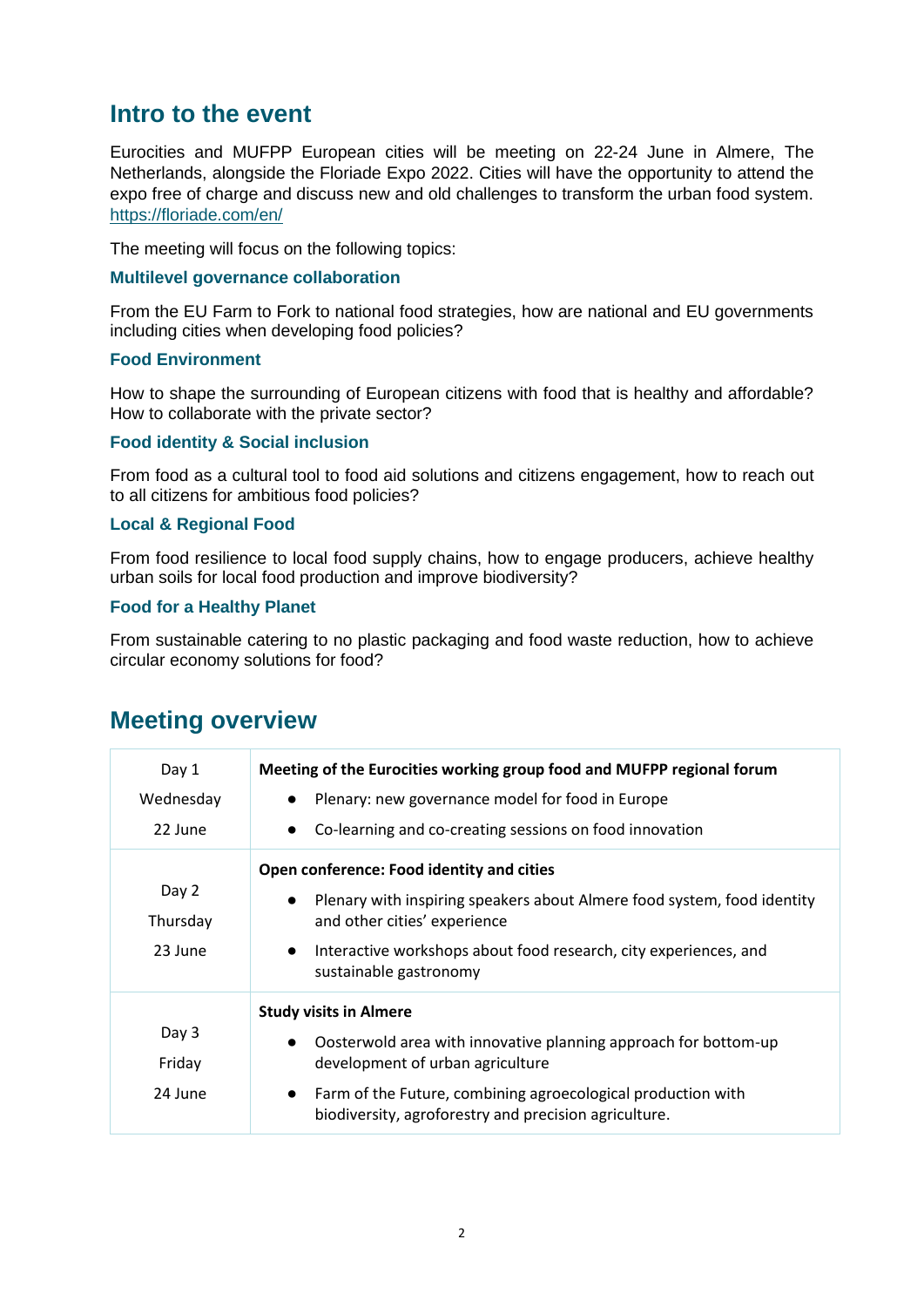## Intro to the event

Eurocities and MUFPP European cities will be meeting on 22-24 June in Almere, The Netherlands, alongside the Floriade Expo 2022. Cities will have the opportunity to attend the expo free of charge and discuss new and old challenges to transform the urban food system. https://floriade.com/en/

The meeting will focus on the following topics:

### Multilevel governance collaboration

From the EU Farm to Fork to national food strategies, how are national and EU governments including cities when developing food policies?

### Food Environment

How to shape the surrounding of European citizens with food that is healthy and affordable? How to collaborate with the private sector?

### Food identity & Social inclusion

From food as a cultural tool to food aid solutions and citizens engagement, how to reach out to all citizens for ambitious food policies?

### Local & Regional Food

From food resilience to local food supply chains, how to engage producers, achieve healthy urban soils for local food production and improve biodiversity?

### Food for a Healthy Planet

From sustainable catering to no plastic packaging and food waste reduction, how to achieve circular economy solutions for food?

## Meeting overview

| Day | Programme |
|---|---|
| Day 1<br>Wednesday<br>22 June | **Meeting of the Eurocities working group food and MUFPP regional forum**<br>• Plenary: new governance model for food in Europe<br>• Co-learning and co-creating sessions on food innovation |
| Day 2<br>Thursday<br>23 June | **Open conference: Food identity and cities**<br>• Plenary with inspiring speakers about Almere food system, food identity and other cities' experience<br>• Interactive workshops about food research, city experiences, and sustainable gastronomy |
| Day 3<br>Friday<br>24 June | **Study visits in Almere**<br>• Oosterwold area with innovative planning approach for bottom-up development of urban agriculture<br>• Farm of the Future, combining agroecological production with biodiversity, agroforestry and precision agriculture. |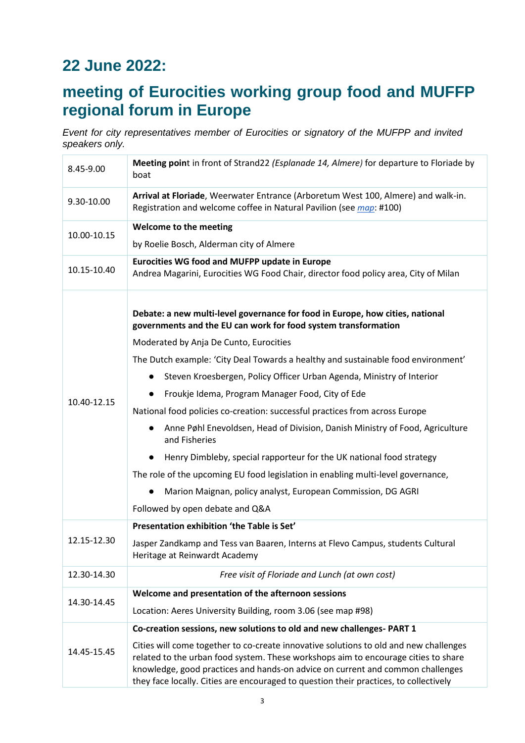## 22 June 2022:

## meeting of Eurocities working group food and MUFFP regional forum in Europe

*Event for city representatives member of Eurocities or signatory of the MUFPP and invited speakers only.*

| | |
|---|---|
| 8.45-9.00 | **Meeting point** in front of Strand22 *(Esplanade 14, Almere)* for departure to Floriade by boat |
| 9.30-10.00 | **Arrival at Floriade**, Weerwater Entrance (Arboretum West 100, Almere) and walk-in. Registration and welcome coffee in Natural Pavilion (see *map*: #100) |
| 10.00-10.15 | **Welcome to the meeting**<br>by Roelie Bosch, Alderman city of Almere |
| 10.15-10.40 | **Eurocities WG food and MUFPP update in Europe**<br>Andrea Magarini, Eurocities WG Food Chair, director food policy area, City of Milan |
| 10.40-12.15 | **Debate: a new multi-level governance for food in Europe, how cities, national governments and the EU can work for food system transformation**<br>Moderated by Anja De Cunto, Eurocities<br>The Dutch example: 'City Deal Towards a healthy and sustainable food environment'<br>● Steven Kroesbergen, Policy Officer Urban Agenda, Ministry of Interior<br>● Froukje Idema, Program Manager Food, City of Ede<br>National food policies co-creation: successful practices from across Europe<br>● Anne Pøhl Enevoldsen, Head of Division, Danish Ministry of Food, Agriculture and Fisheries<br>● Henry Dimbleby, special rapporteur for the UK national food strategy<br>The role of the upcoming EU food legislation in enabling multi-level governance,<br>● Marion Maignan, policy analyst, European Commission, DG AGRI<br>Followed by open debate and Q&A |
| 12.15-12.30 | **Presentation exhibition 'the Table is Set'**<br>Jasper Zandkamp and Tess van Baaren, Interns at Flevo Campus, students Cultural Heritage at Reinwardt Academy |
| 12.30-14.30 | *Free visit of Floriade and Lunch (at own cost)* |
| 14.30-14.45 | **Welcome and presentation of the afternoon sessions**<br>Location: Aeres University Building, room 3.06 (see map #98) |
| 14.45-15.45 | **Co-creation sessions, new solutions to old and new challenges- PART 1**<br>Cities will come together to co-create innovative solutions to old and new challenges related to the urban food system. These workshops aim to encourage cities to share knowledge, good practices and hands-on advice on current and common challenges they face locally. Cities are encouraged to question their practices, to collectively |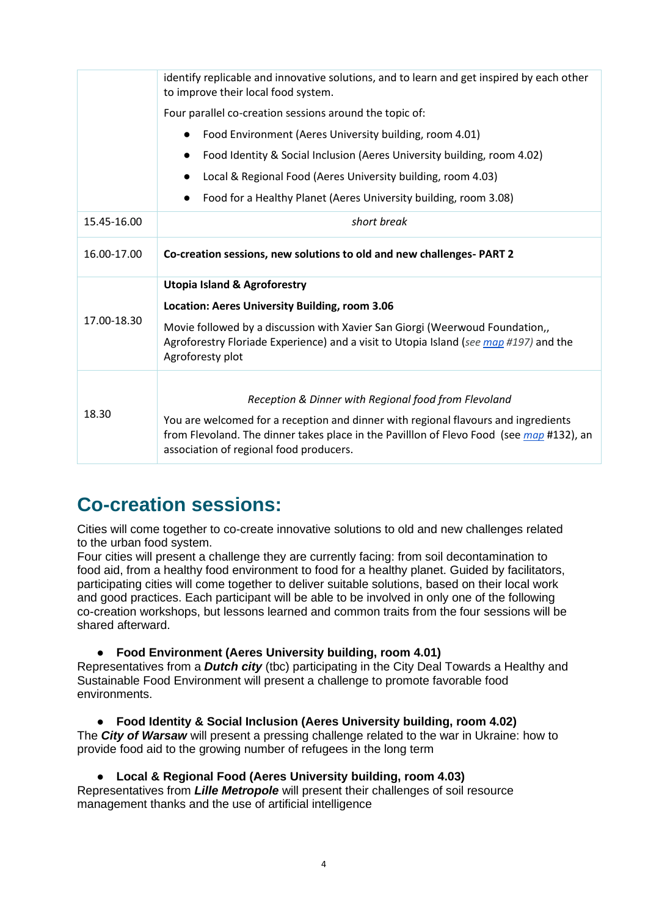| | |
|---|---|
| | identify replicable and innovative solutions, and to learn and get inspired by each other to improve their local food system.<br>Four parallel co-creation sessions around the topic of:<br>● Food Environment (Aeres University building, room 4.01)<br>● Food Identity & Social Inclusion (Aeres University building, room 4.02)<br>● Local & Regional Food (Aeres University building, room 4.03)<br>● Food for a Healthy Planet (Aeres University building, room 3.08) |
| 15.45-16.00 | *short break* |
| 16.00-17.00 | **Co-creation sessions, new solutions to old and new challenges- PART 2** |
| 17.00-18.30 | **Utopia Island & Agroforestry**<br>**Location: Aeres University Building, room 3.06**<br>Movie followed by a discussion with Xavier San Giorgi (Weerwoud Foundation,, Agroforestry Floriade Experience) and a visit to Utopia Island (*see map #197)* and the Agroforesty plot |
| 18.30 | *Reception & Dinner with Regional food from Flevoland*<br>You are welcomed for a reception and dinner with regional flavours and ingredients from Flevoland. The dinner takes place in the Pavilllon of Flevo Food (see *map* #132), an association of regional food producers. |

# Co-creation sessions:

Cities will come together to co-create innovative solutions to old and new challenges related to the urban food system.
Four cities will present a challenge they are currently facing: from soil decontamination to food aid, from a healthy food environment to food for a healthy planet. Guided by facilitators, participating cities will come together to deliver suitable solutions, based on their local work and good practices. Each participant will be able to be involved in only one of the following co-creation workshops, but lessons learned and common traits from the four sessions will be shared afterward.

- **Food Environment (Aeres University building, room 4.01)**

Representatives from a ***Dutch city*** (tbc) participating in the City Deal Towards a Healthy and Sustainable Food Environment will present a challenge to promote favorable food environments.

- **Food Identity & Social Inclusion (Aeres University building, room 4.02)**

The ***City of Warsaw*** will present a pressing challenge related to the war in Ukraine: how to provide food aid to the growing number of refugees in the long term

- **Local & Regional Food (Aeres University building, room 4.03)**

Representatives from ***Lille Metropole*** will present their challenges of soil resource management thanks and the use of artificial intelligence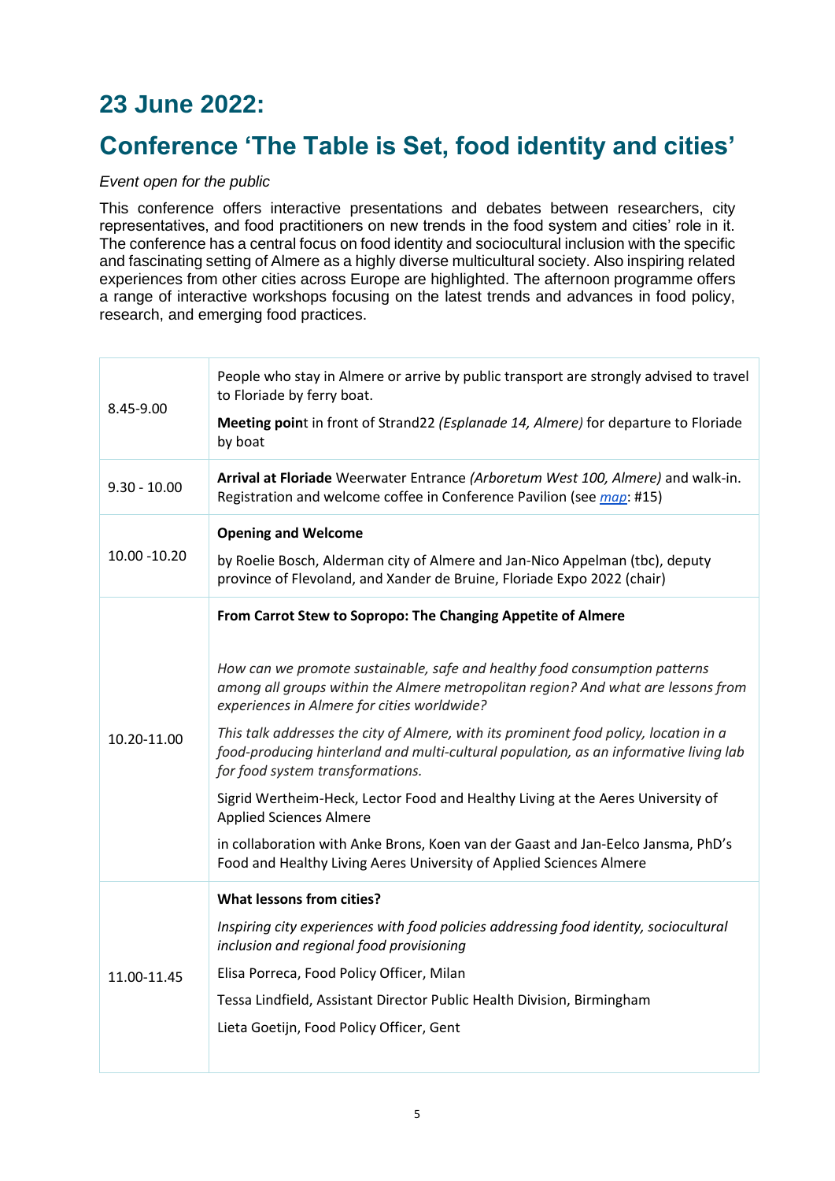# 23 June 2022:

# Conference 'The Table is Set, food identity and cities'

*Event open for the public*

This conference offers interactive presentations and debates between researchers, city representatives, and food practitioners on new trends in the food system and cities' role in it. The conference has a central focus on food identity and sociocultural inclusion with the specific and fascinating setting of Almere as a highly diverse multicultural society. Also inspiring related experiences from other cities across Europe are highlighted. The afternoon programme offers a range of interactive workshops focusing on the latest trends and advances in food policy, research, and emerging food practices.

| | |
|---|---|
| 8.45-9.00 | People who stay in Almere or arrive by public transport are strongly advised to travel to Floriade by ferry boat.<br>**Meeting poin**t in front of Strand22 *(Esplanade 14, Almere)* for departure to Floriade by boat |
| 9.30 - 10.00 | **Arrival at Floriade** Weerwater Entrance *(Arboretum West 100, Almere)* and walk-in. Registration and welcome coffee in Conference Pavilion (see *map*: #15) |
| 10.00 -10.20 | **Opening and Welcome**<br>by Roelie Bosch, Alderman city of Almere and Jan-Nico Appelman (tbc), deputy province of Flevoland, and Xander de Bruine, Floriade Expo 2022 (chair) |
| 10.20-11.00 | **From Carrot Stew to Sopropo: The Changing Appetite of Almere**<br>*How can we promote sustainable, safe and healthy food consumption patterns among all groups within the Almere metropolitan region? And what are lessons from experiences in Almere for cities worldwide?*<br>*This talk addresses the city of Almere, with its prominent food policy, location in a food-producing hinterland and multi-cultural population, as an informative living lab for food system transformations.*<br>Sigrid Wertheim-Heck, Lector Food and Healthy Living at the Aeres University of Applied Sciences Almere<br>in collaboration with Anke Brons, Koen van der Gaast and Jan-Eelco Jansma, PhD's Food and Healthy Living Aeres University of Applied Sciences Almere |
| 11.00-11.45 | **What lessons from cities?**<br>*Inspiring city experiences with food policies addressing food identity, sociocultural inclusion and regional food provisioning*<br>Elisa Porreca, Food Policy Officer, Milan<br>Tessa Lindfield, Assistant Director Public Health Division, Birmingham<br>Lieta Goetijn, Food Policy Officer, Gent |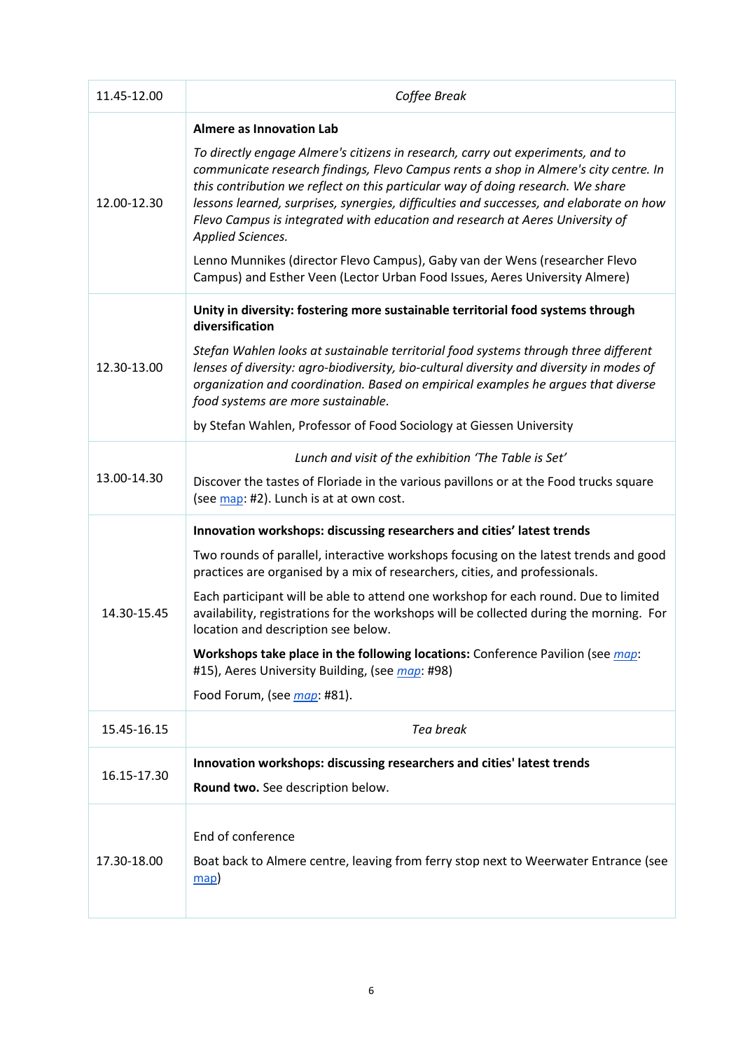| | |
|---|---|
| 11.45-12.00 | *Coffee Break* |
| 12.00-12.30 | **Almere as Innovation Lab**<br><br>*To directly engage Almere's citizens in research, carry out experiments, and to communicate research findings, Flevo Campus rents a shop in Almere's city centre. In this contribution we reflect on this particular way of doing research. We share lessons learned, surprises, synergies, difficulties and successes, and elaborate on how Flevo Campus is integrated with education and research at Aeres University of Applied Sciences.*<br><br>Lenno Munnikes (director Flevo Campus), Gaby van der Wens (researcher Flevo Campus) and Esther Veen (Lector Urban Food Issues, Aeres University Almere) |
| 12.30-13.00 | **Unity in diversity: fostering more sustainable territorial food systems through diversification**<br><br>*Stefan Wahlen looks at sustainable territorial food systems through three different lenses of diversity: agro-biodiversity, bio-cultural diversity and diversity in modes of organization and coordination. Based on empirical examples he argues that diverse food systems are more sustainable.*<br><br>by Stefan Wahlen, Professor of Food Sociology at Giessen University |
| 13.00-14.30 | *Lunch and visit of the exhibition 'The Table is Set'*<br><br>Discover the tastes of Floriade in the various pavillons or at the Food trucks square (see map: #2). Lunch is at at own cost. |
| 14.30-15.45 | **Innovation workshops: discussing researchers and cities' latest trends**<br><br>Two rounds of parallel, interactive workshops focusing on the latest trends and good practices are organised by a mix of researchers, cities, and professionals.<br><br>Each participant will be able to attend one workshop for each round. Due to limited availability, registrations for the workshops will be collected during the morning. For location and description see below.<br><br>**Workshops take place in the following locations:** Conference Pavilion (see *map*: #15), Aeres University Building, (see *map*: #98)<br><br>Food Forum, (see *map*: #81). |
| 15.45-16.15 | *Tea break* |
| 16.15-17.30 | **Innovation workshops: discussing researchers and cities' latest trends**<br><br>**Round two.** See description below. |
| 17.30-18.00 | End of conference<br><br>Boat back to Almere centre, leaving from ferry stop next to Weerwater Entrance (see map) |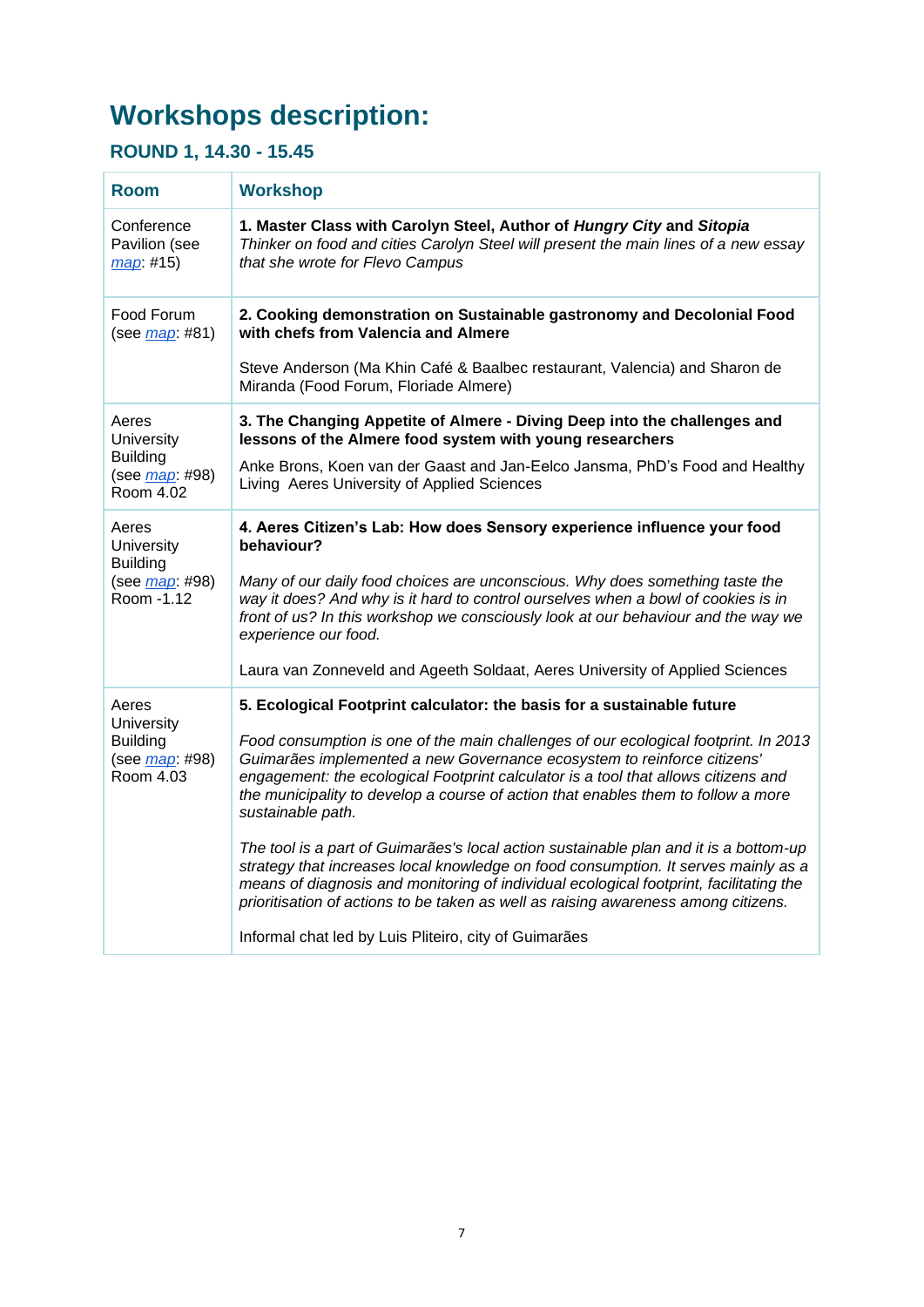# Workshops description:

## ROUND 1, 14.30 - 15.45

| Room | Workshop |
|---|---|
| Conference Pavilion (see *map*: #15) | **1. Master Class with Carolyn Steel, Author of *Hungry City* and *Sitopia***<br>*Thinker on food and cities Carolyn Steel will present the main lines of a new essay that she wrote for Flevo Campus* |
| Food Forum (see *map*: #81) | **2. Cooking demonstration on Sustainable gastronomy and Decolonial Food with chefs from Valencia and Almere**<br><br>Steve Anderson (Ma Khin Café & Baalbec restaurant, Valencia) and Sharon de Miranda (Food Forum, Floriade Almere) |
| Aeres University Building (see *map*: #98) Room 4.02 | **3. The Changing Appetite of Almere - Diving Deep into the challenges and lessons of the Almere food system with young researchers**<br>Anke Brons, Koen van der Gaast and Jan-Eelco Jansma, PhD's Food and Healthy Living Aeres University of Applied Sciences |
| Aeres University Building (see *map*: #98) Room -1.12 | **4. Aeres Citizen's Lab: How does Sensory experience influence your food behaviour?**<br><br>*Many of our daily food choices are unconscious. Why does something taste the way it does? And why is it hard to control ourselves when a bowl of cookies is in front of us? In this workshop we consciously look at our behaviour and the way we experience our food.*<br><br>Laura van Zonneveld and Ageeth Soldaat, Aeres University of Applied Sciences |
| Aeres University Building (see *map*: #98) Room 4.03 | **5. Ecological Footprint calculator: the basis for a sustainable future**<br><br>*Food consumption is one of the main challenges of our ecological footprint. In 2013 Guimarães implemented a new Governance ecosystem to reinforce citizens' engagement: the ecological Footprint calculator is a tool that allows citizens and the municipality to develop a course of action that enables them to follow a more sustainable path.*<br><br>*The tool is a part of Guimarães's local action sustainable plan and it is a bottom-up strategy that increases local knowledge on food consumption. It serves mainly as a means of diagnosis and monitoring of individual ecological footprint, facilitating the prioritisation of actions to be taken as well as raising awareness among citizens.*<br><br>Informal chat led by Luis Pliteiro, city of Guimarães |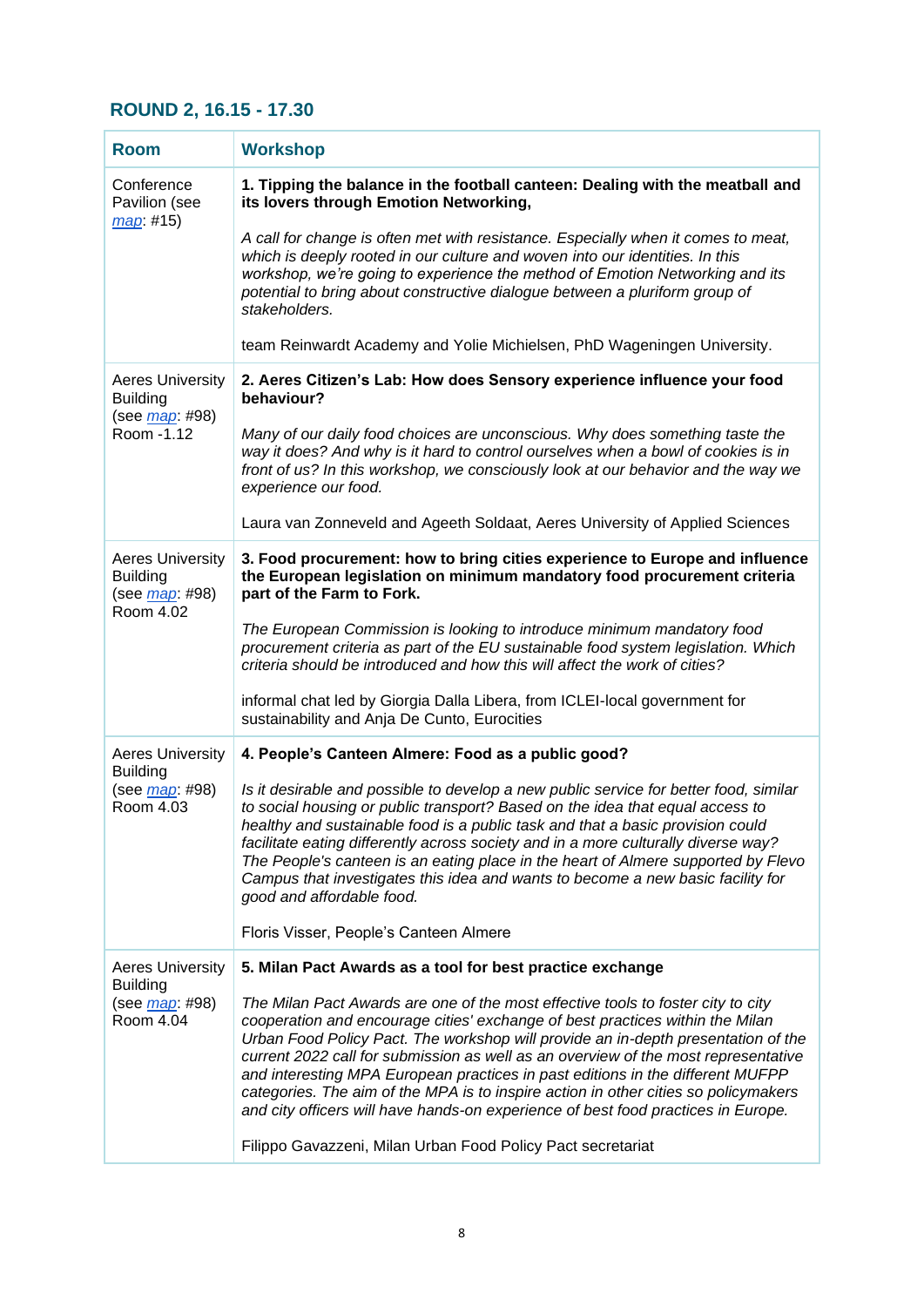## ROUND 2, 16.15 - 17.30

| Room | Workshop |
|---|---|
| Conference Pavilion (see map: #15) | **1. Tipping the balance in the football canteen: Dealing with the meatball and its lovers through Emotion Networking,**<br><br>*A call for change is often met with resistance. Especially when it comes to meat, which is deeply rooted in our culture and woven into our identities. In this workshop, we're going to experience the method of Emotion Networking and its potential to bring about constructive dialogue between a pluriform group of stakeholders.*<br><br>team Reinwardt Academy and Yolie Michielsen, PhD Wageningen University. |
| Aeres University Building (see map: #98) Room -1.12 | **2. Aeres Citizen's Lab: How does Sensory experience influence your food behaviour?**<br><br>*Many of our daily food choices are unconscious. Why does something taste the way it does? And why is it hard to control ourselves when a bowl of cookies is in front of us? In this workshop, we consciously look at our behavior and the way we experience our food.*<br><br>Laura van Zonneveld and Ageeth Soldaat, Aeres University of Applied Sciences |
| Aeres University Building (see map: #98) Room 4.02 | **3. Food procurement: how to bring cities experience to Europe and influence the European legislation on minimum mandatory food procurement criteria part of the Farm to Fork.**<br><br>*The European Commission is looking to introduce minimum mandatory food procurement criteria as part of the EU sustainable food system legislation. Which criteria should be introduced and how this will affect the work of cities?*<br><br>informal chat led by Giorgia Dalla Libera, from ICLEI-local government for sustainability and Anja De Cunto, Eurocities |
| Aeres University Building (see map: #98) Room 4.03 | **4. People's Canteen Almere: Food as a public good?**<br><br>*Is it desirable and possible to develop a new public service for better food, similar to social housing or public transport? Based on the idea that equal access to healthy and sustainable food is a public task and that a basic provision could facilitate eating differently across society and in a more culturally diverse way? The People's canteen is an eating place in the heart of Almere supported by Flevo Campus that investigates this idea and wants to become a new basic facility for good and affordable food.*<br><br>Floris Visser, People's Canteen Almere |
| Aeres University Building (see map: #98) Room 4.04 | **5. Milan Pact Awards as a tool for best practice exchange**<br><br>*The Milan Pact Awards are one of the most effective tools to foster city to city cooperation and encourage cities' exchange of best practices within the Milan Urban Food Policy Pact. The workshop will provide an in-depth presentation of the current 2022 call for submission as well as an overview of the most representative and interesting MPA European practices in past editions in the different MUFPP categories. The aim of the MPA is to inspire action in other cities so policymakers and city officers will have hands-on experience of best food practices in Europe.*<br><br>Filippo Gavazzeni, Milan Urban Food Policy Pact secretariat |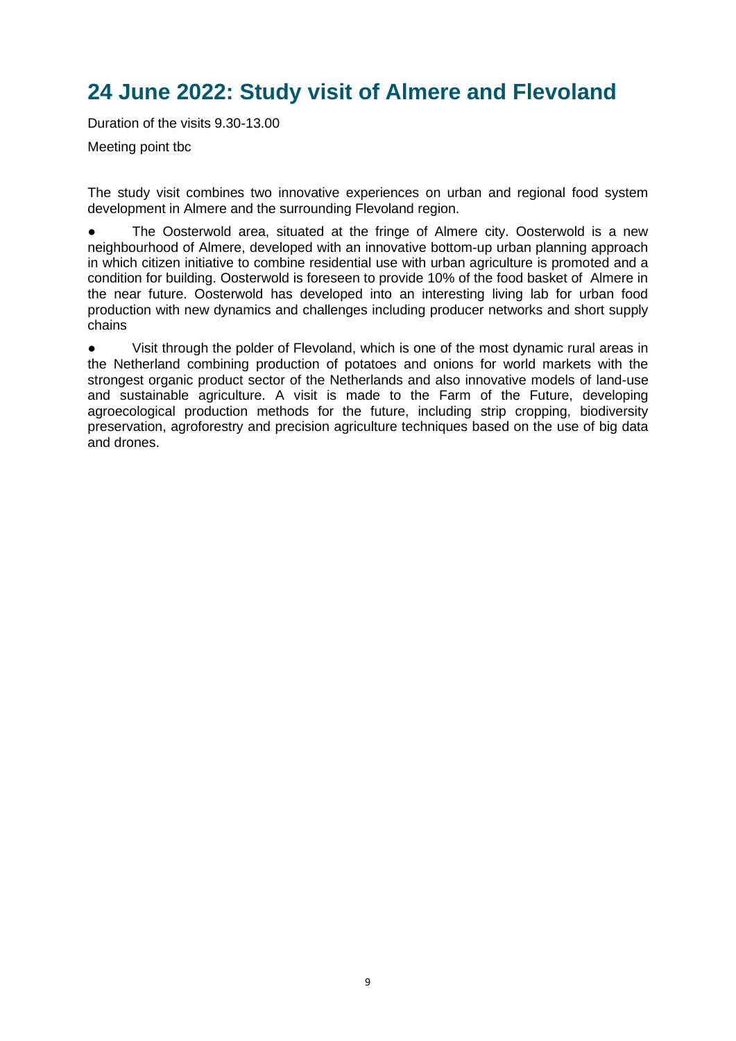# 24 June 2022: Study visit of Almere and Flevoland

Duration of the visits 9.30-13.00

Meeting point tbc

The study visit combines two innovative experiences on urban and regional food system development in Almere and the surrounding Flevoland region.

- The Oosterwold area, situated at the fringe of Almere city. Oosterwold is a new neighbourhood of Almere, developed with an innovative bottom-up urban planning approach in which citizen initiative to combine residential use with urban agriculture is promoted and a condition for building. Oosterwold is foreseen to provide 10% of the food basket of Almere in the near future. Oosterwold has developed into an interesting living lab for urban food production with new dynamics and challenges including producer networks and short supply chains

- Visit through the polder of Flevoland, which is one of the most dynamic rural areas in the Netherland combining production of potatoes and onions for world markets with the strongest organic product sector of the Netherlands and also innovative models of land-use and sustainable agriculture. A visit is made to the Farm of the Future, developing agroecological production methods for the future, including strip cropping, biodiversity preservation, agroforestry and precision agriculture techniques based on the use of big data and drones.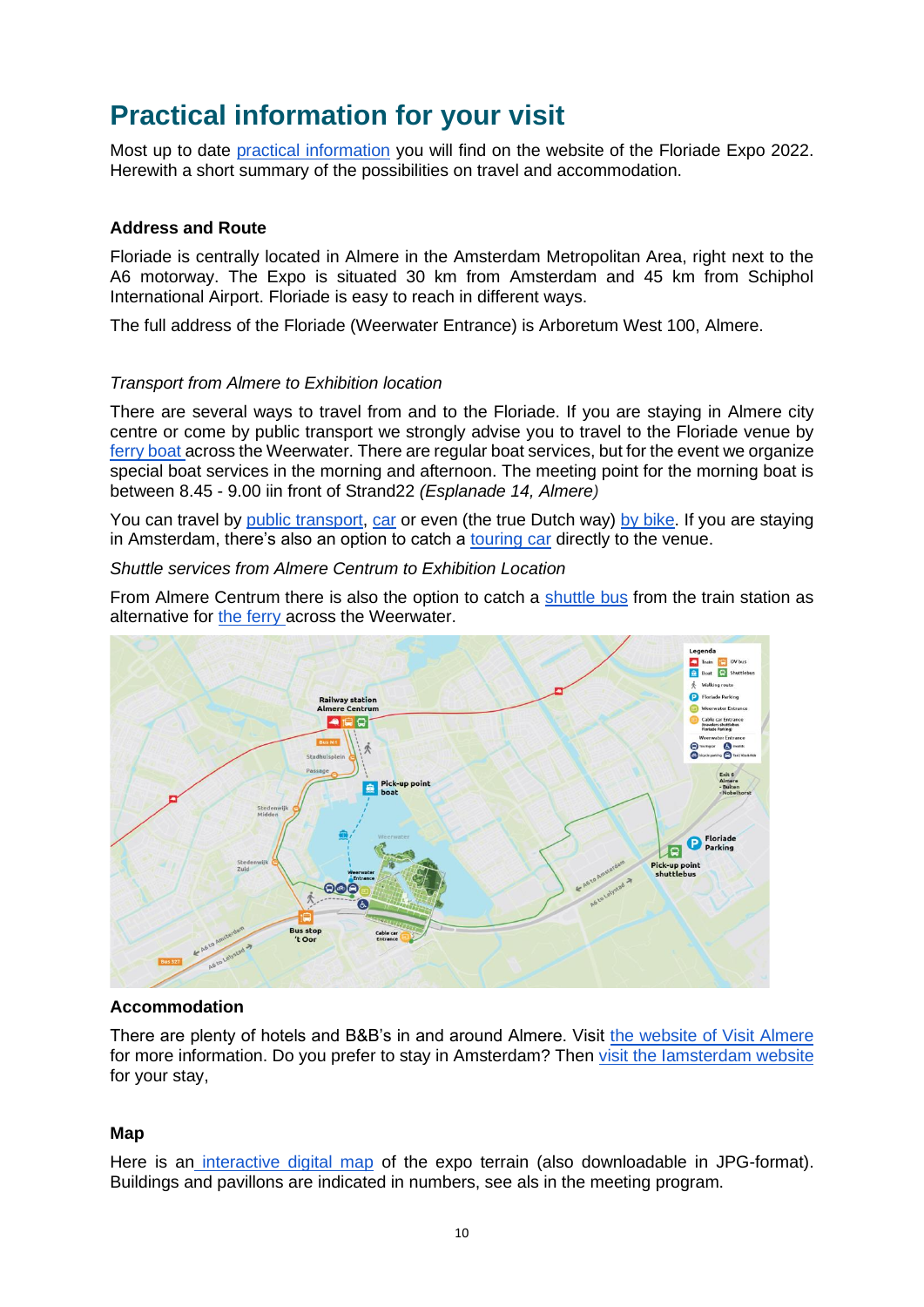// Practical information for your visit

# Practical information for your visit

Most up to date practical information you will find on the website of the Floriade Expo 2022. Herewith a short summary of the possibilities on travel and accommodation.

**Address and Route**

Floriade is centrally located in Almere in the Amsterdam Metropolitan Area, right next to the A6 motorway. The Expo is situated 30 km from Amsterdam and 45 km from Schiphol International Airport. Floriade is easy to reach in different ways.

The full address of the Floriade (Weerwater Entrance) is Arboretum West 100, Almere.

*Transport from Almere to Exhibition location*

There are several ways to travel from and to the Floriade. If you are staying in Almere city centre or come by public transport we strongly advise you to travel to the Floriade venue by ferry boat across the Weerwater. There are regular boat services, but for the event we organize special boat services in the morning and afternoon. The meeting point for the morning boat is between 8.45 - 9.00 iin front of Strand22 *(Esplanade 14, Almere)*

You can travel by public transport, car or even (the true Dutch way) by bike. If you are staying in Amsterdam, there's also an option to catch a touring car directly to the venue.

*Shuttle services from Almere Centrum to Exhibition Location*

From Almere Centrum there is also the option to catch a shuttle bus from the train station as alternative for the ferry across the Weerwater.

**Accommodation**

There are plenty of hotels and B&B's in and around Almere. Visit the website of Visit Almere for more information. Do you prefer to stay in Amsterdam? Then visit the Iamsterdam website for your stay,

**Map**

Here is an interactive digital map of the expo terrain (also downloadable in JPG-format). Buildings and pavillons are indicated in numbers, see als in the meeting program.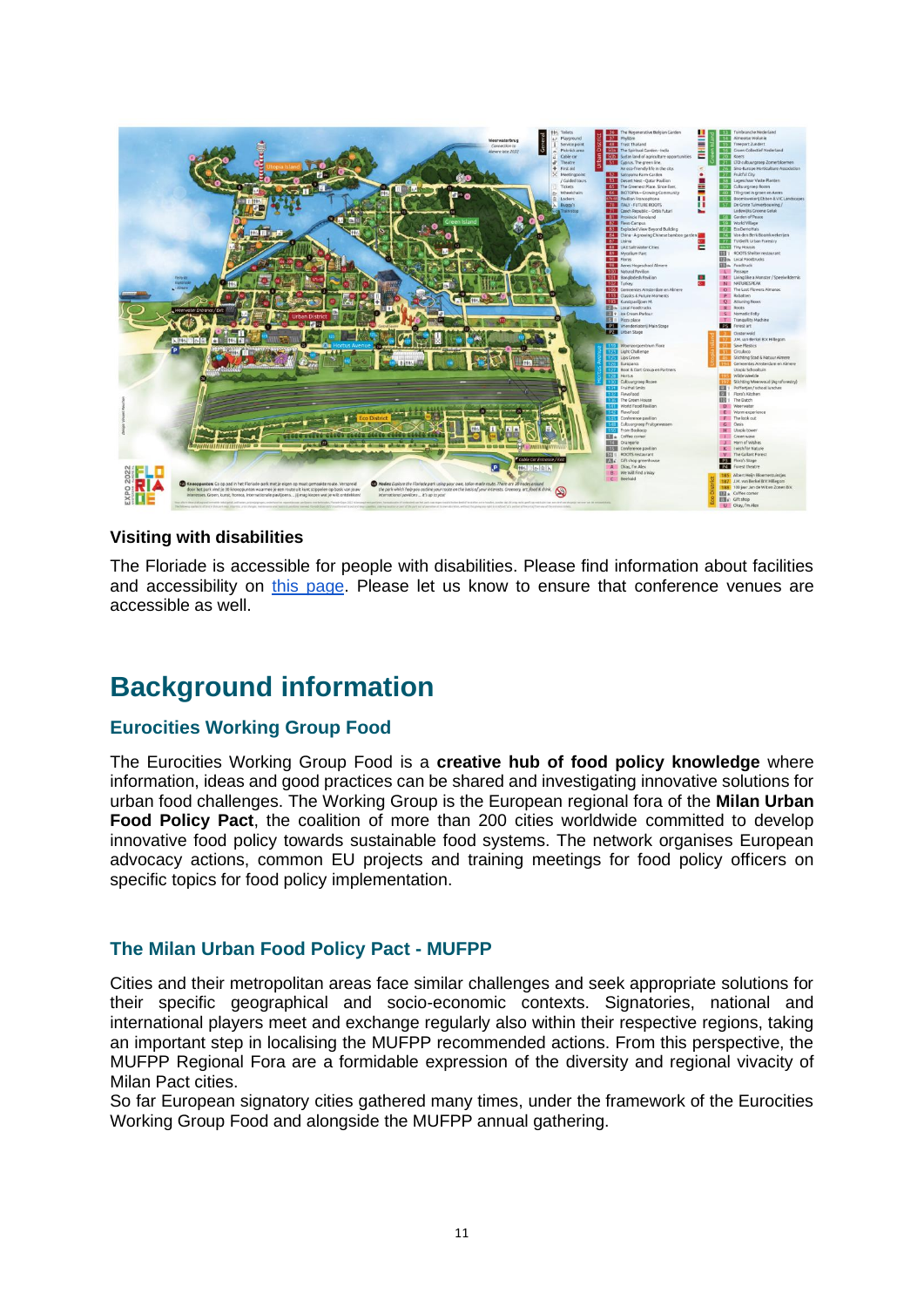### Visiting with disabilities

The Floriade is accessible for people with disabilities. Please find information about facilities and accessibility on this page. Please let us know to ensure that conference venues are accessible as well.

## Background information

### Eurocities Working Group Food

The Eurocities Working Group Food is a **creative hub of food policy knowledge** where information, ideas and good practices can be shared and investigating innovative solutions for urban food challenges. The Working Group is the European regional fora of the **Milan Urban Food Policy Pact**, the coalition of more than 200 cities worldwide committed to develop innovative food policy towards sustainable food systems. The network organises European advocacy actions, common EU projects and training meetings for food policy officers on specific topics for food policy implementation.

### The Milan Urban Food Policy Pact - MUFPP

Cities and their metropolitan areas face similar challenges and seek appropriate solutions for their specific geographical and socio-economic contexts. Signatories, national and international players meet and exchange regularly also within their respective regions, taking an important step in localising the MUFPP recommended actions. From this perspective, the MUFPP Regional Fora are a formidable expression of the diversity and regional vivacity of Milan Pact cities.
So far European signatory cities gathered many times, under the framework of the Eurocities Working Group Food and alongside the MUFPP annual gathering.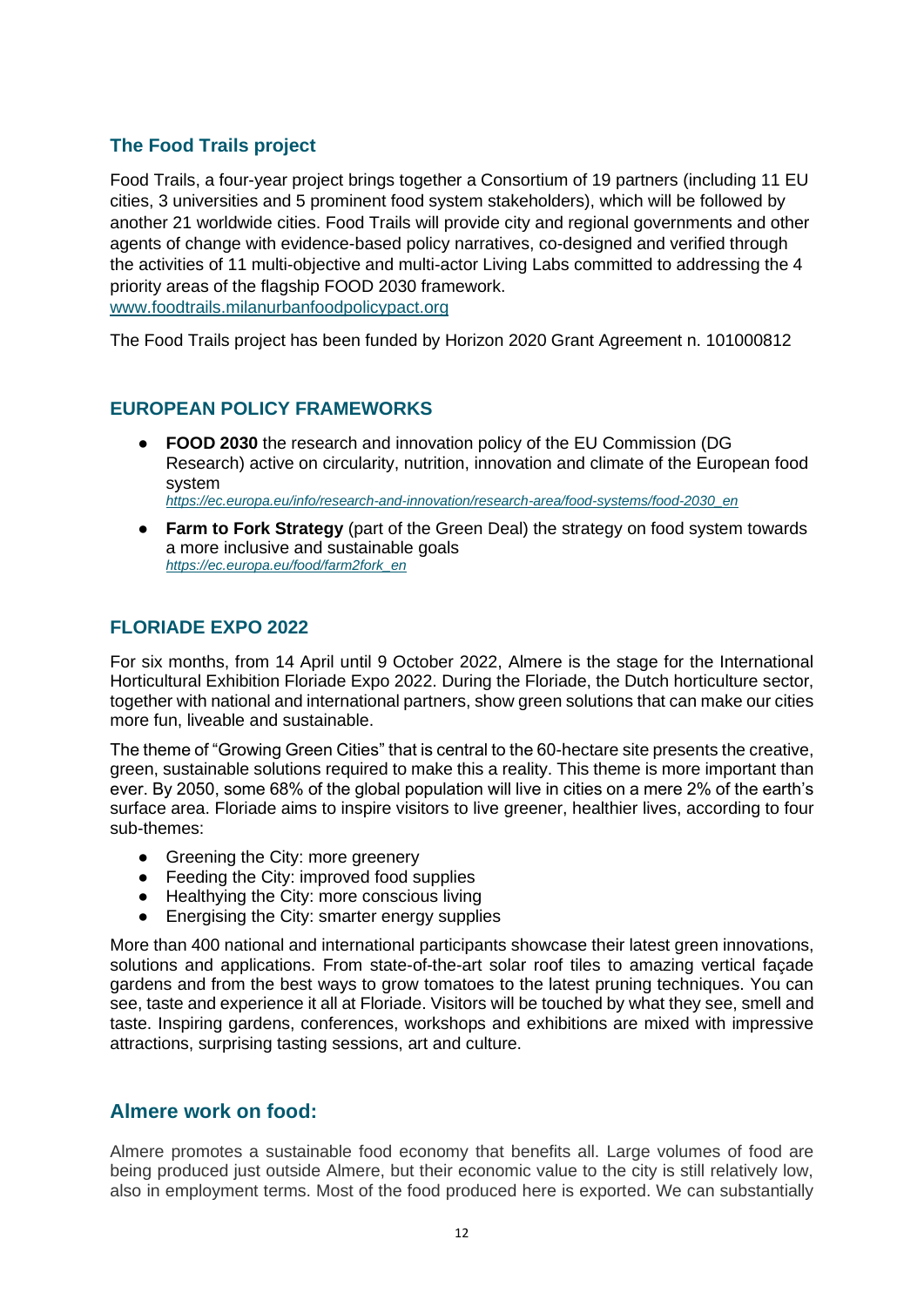## The Food Trails project

Food Trails, a four-year project brings together a Consortium of 19 partners (including 11 EU cities, 3 universities and 5 prominent food system stakeholders), which will be followed by another 21 worldwide cities. Food Trails will provide city and regional governments and other agents of change with evidence-based policy narratives, co-designed and verified through the activities of 11 multi-objective and multi-actor Living Labs committed to addressing the 4 priority areas of the flagship FOOD 2030 framework.
www.foodtrails.milanurbanfoodpolicypact.org

The Food Trails project has been funded by Horizon 2020 Grant Agreement n. 101000812

## EUROPEAN POLICY FRAMEWORKS

- **FOOD 2030** the research and innovation policy of the EU Commission (DG Research) active on circularity, nutrition, innovation and climate of the European food system
  *https://ec.europa.eu/info/research-and-innovation/research-area/food-systems/food-2030_en*
- **Farm to Fork Strategy** (part of the Green Deal) the strategy on food system towards a more inclusive and sustainable goals
  *https://ec.europa.eu/food/farm2fork_en*

## FLORIADE EXPO 2022

For six months, from 14 April until 9 October 2022, Almere is the stage for the International Horticultural Exhibition Floriade Expo 2022. During the Floriade, the Dutch horticulture sector, together with national and international partners, show green solutions that can make our cities more fun, liveable and sustainable.

The theme of "Growing Green Cities" that is central to the 60-hectare site presents the creative, green, sustainable solutions required to make this a reality. This theme is more important than ever. By 2050, some 68% of the global population will live in cities on a mere 2% of the earth's surface area. Floriade aims to inspire visitors to live greener, healthier lives, according to four sub-themes:

- Greening the City: more greenery
- Feeding the City: improved food supplies
- Healthying the City: more conscious living
- Energising the City: smarter energy supplies

More than 400 national and international participants showcase their latest green innovations, solutions and applications. From state-of-the-art solar roof tiles to amazing vertical façade gardens and from the best ways to grow tomatoes to the latest pruning techniques. You can see, taste and experience it all at Floriade. Visitors will be touched by what they see, smell and taste. Inspiring gardens, conferences, workshops and exhibitions are mixed with impressive attractions, surprising tasting sessions, art and culture.

## Almere work on food:

Almere promotes a sustainable food economy that benefits all. Large volumes of food are being produced just outside Almere, but their economic value to the city is still relatively low, also in employment terms. Most of the food produced here is exported. We can substantially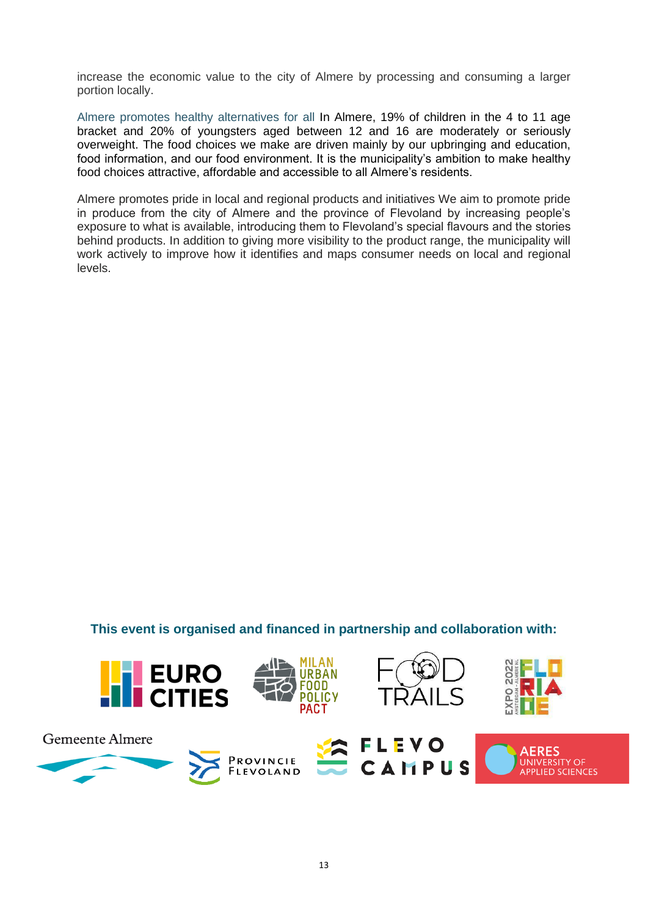increase the economic value to the city of Almere by processing and consuming a larger portion locally.

Almere promotes healthy alternatives for all In Almere, 19% of children in the 4 to 11 age bracket and 20% of youngsters aged between 12 and 16 are moderately or seriously overweight. The food choices we make are driven mainly by our upbringing and education, food information, and our food environment. It is the municipality's ambition to make healthy food choices attractive, affordable and accessible to all Almere's residents.

Almere promotes pride in local and regional products and initiatives We aim to promote pride in produce from the city of Almere and the province of Flevoland by increasing people's exposure to what is available, introducing them to Flevoland's special flavours and the stories behind products. In addition to giving more visibility to the product range, the municipality will work actively to improve how it identifies and maps consumer needs on local and regional levels.

**This event is organised and financed in partnership and collaboration with:**

EUROCITIES

MILAN URBAN FOOD POLICY PACT

FOOD TRAILS

EXPO 2022 AMSTERDAM - ALMERE NL FLORIADE

Gemeente Almere

Provincie Flevoland

FLEVO CAMPUS

AERES UNIVERSITY OF APPLIED SCIENCES